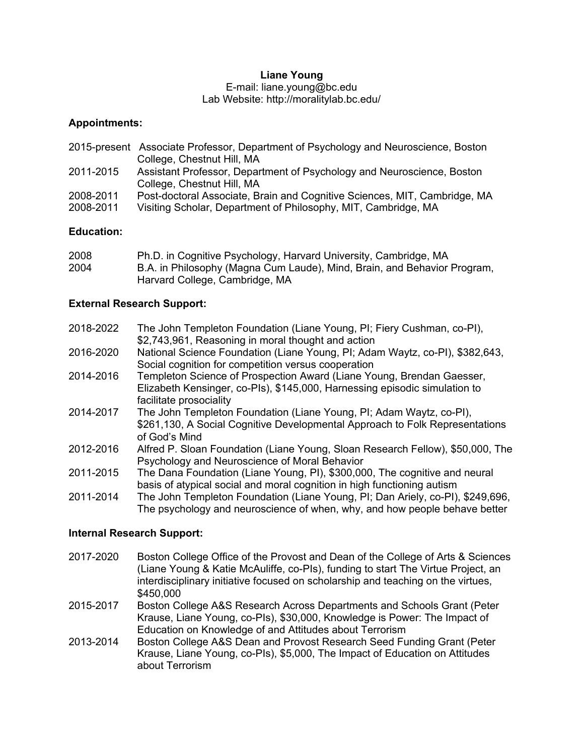**Liane Young**

E-mail: liane.young@bc.edu

Lab Website: http://moralitylab.bc.edu/

**Appointments:**

2015-present Associate Professor, Department of Psychology and Neuroscience, Boston College, Chestnut Hill, MA

2011-2015 Assistant Professor, Department of Psychology and Neuroscience, Boston College, Chestnut Hill, MA

2008-2011 Post-doctoral Associate, Brain and Cognitive Sciences, MIT, Cambridge, MA

2008-2011 Visiting Scholar, Department of Philosophy, MIT, Cambridge, MA

**Education:**

2008 Ph.D. in Cognitive Psychology, Harvard University, Cambridge, MA

2004 B.A. in Philosophy (Magna Cum Laude), Mind, Brain, and Behavior Program, Harvard College, Cambridge, MA

**External Research Support:**

2018-2022 The John Templeton Foundation (Liane Young, PI; Fiery Cushman, co-PI), $2,743,961, Reasoning in moral thought and action

2016-2020 National Science Foundation (Liane Young, PI; Adam Waytz, co-PI), $382,643, Social cognition for competition versus cooperation

2014-2016 Templeton Science of Prospection Award (Liane Young, Brendan Gaesser, Elizabeth Kensinger, co-PIs), $145,000, Harnessing episodic simulation to facilitate prosociality

2014-2017 The John Templeton Foundation (Liane Young, PI; Adam Waytz, co-PI), $261,130, A Social Cognitive Developmental Approach to Folk Representations of God's Mind

2012-2016 Alfred P. Sloan Foundation (Liane Young, Sloan Research Fellow), $50,000, The Psychology and Neuroscience of Moral Behavior

2011-2015 The Dana Foundation (Liane Young, PI), $300,000, The cognitive and neural basis of atypical social and moral cognition in high functioning autism

2011-2014 The John Templeton Foundation (Liane Young, PI; Dan Ariely, co-PI), $249,696, The psychology and neuroscience of when, why, and how people behave better

**Internal Research Support:**

2017-2020 Boston College Office of the Provost and Dean of the College of Arts & Sciences (Liane Young & Katie McAuliffe, co-PIs), funding to start The Virtue Project, an interdisciplinary initiative focused on scholarship and teaching on the virtues, $450,000

2015-2017 Boston College A&S Research Across Departments and Schools Grant (Peter Krause, Liane Young, co-PIs), $30,000, Knowledge is Power: The Impact of Education on Knowledge of and Attitudes about Terrorism

2013-2014 Boston College A&S Dean and Provost Research Seed Funding Grant (Peter Krause, Liane Young, co-PIs), $5,000, The Impact of Education on Attitudes about Terrorism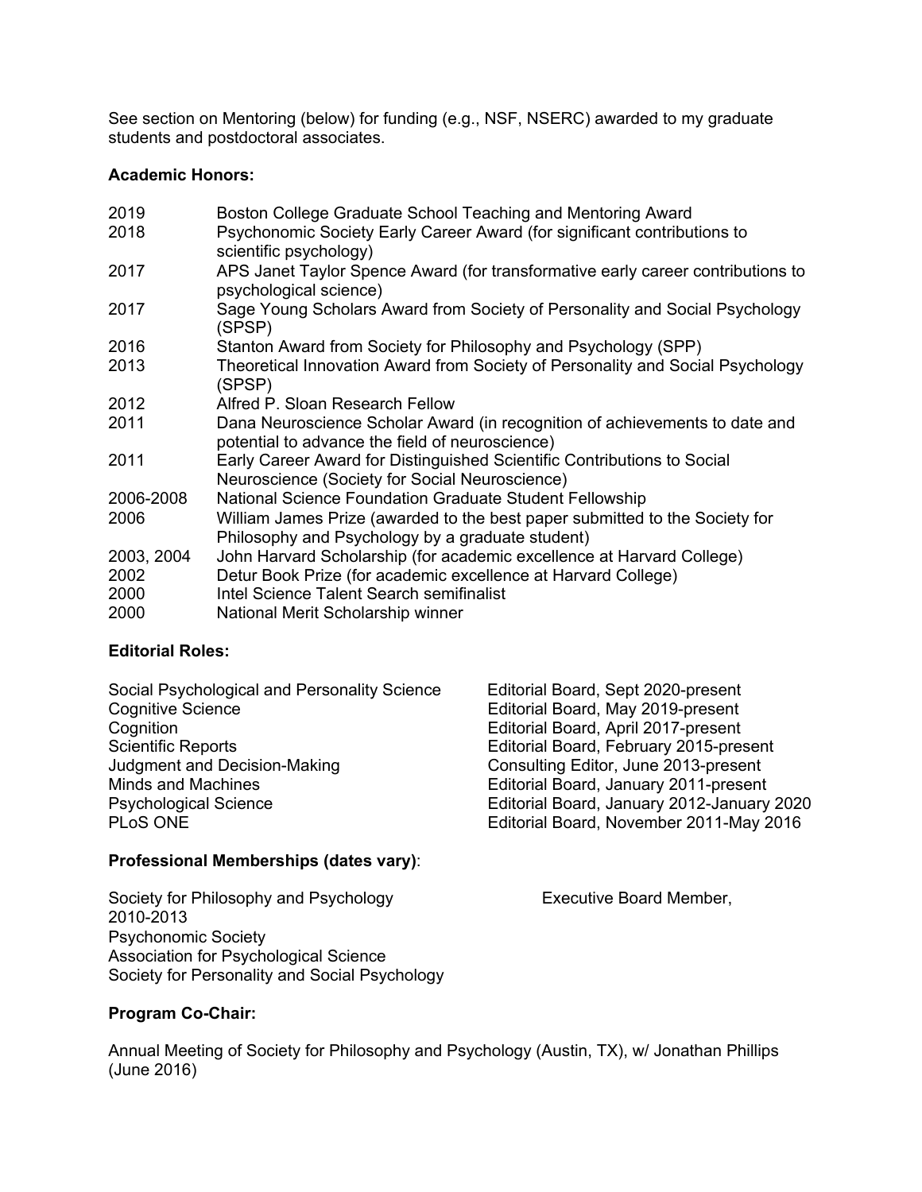See section on Mentoring (below) for funding (e.g., NSF, NSERC) awarded to my graduate students and postdoctoral associates.

**Academic Honors:**

| | |
|---|---|
| 2019 | Boston College Graduate School Teaching and Mentoring Award |
| 2018 | Psychonomic Society Early Career Award (for significant contributions to scientific psychology) |
| 2017 | APS Janet Taylor Spence Award (for transformative early career contributions to psychological science) |
| 2017 | Sage Young Scholars Award from Society of Personality and Social Psychology (SPSP) |
| 2016 | Stanton Award from Society for Philosophy and Psychology (SPP) |
| 2013 | Theoretical Innovation Award from Society of Personality and Social Psychology (SPSP) |
| 2012 | Alfred P. Sloan Research Fellow |
| 2011 | Dana Neuroscience Scholar Award (in recognition of achievements to date and potential to advance the field of neuroscience) |
| 2011 | Early Career Award for Distinguished Scientific Contributions to Social Neuroscience (Society for Social Neuroscience) |
| 2006-2008 | National Science Foundation Graduate Student Fellowship |
| 2006 | William James Prize (awarded to the best paper submitted to the Society for Philosophy and Psychology by a graduate student) |
| 2003, 2004 | John Harvard Scholarship (for academic excellence at Harvard College) |
| 2002 | Detur Book Prize (for academic excellence at Harvard College) |
| 2000 | Intel Science Talent Search semifinalist |
| 2000 | National Merit Scholarship winner |

**Editorial Roles:**

| | |
|---|---|
| Social Psychological and Personality Science | Editorial Board, Sept 2020-present |
| Cognitive Science | Editorial Board, May 2019-present |
| Cognition | Editorial Board, April 2017-present |
| Scientific Reports | Editorial Board, February 2015-present |
| Judgment and Decision-Making | Consulting Editor, June 2013-present |
| Minds and Machines | Editorial Board, January 2011-present |
| Psychological Science | Editorial Board, January 2012-January 2020 |
| PLoS ONE | Editorial Board, November 2011-May 2016 |

**Professional Memberships (dates vary)**:

Society for Philosophy and Psychology Executive Board Member, 2010-2013
Psychonomic Society
Association for Psychological Science
Society for Personality and Social Psychology

**Program Co-Chair:**

Annual Meeting of Society for Philosophy and Psychology (Austin, TX), w/ Jonathan Phillips (June 2016)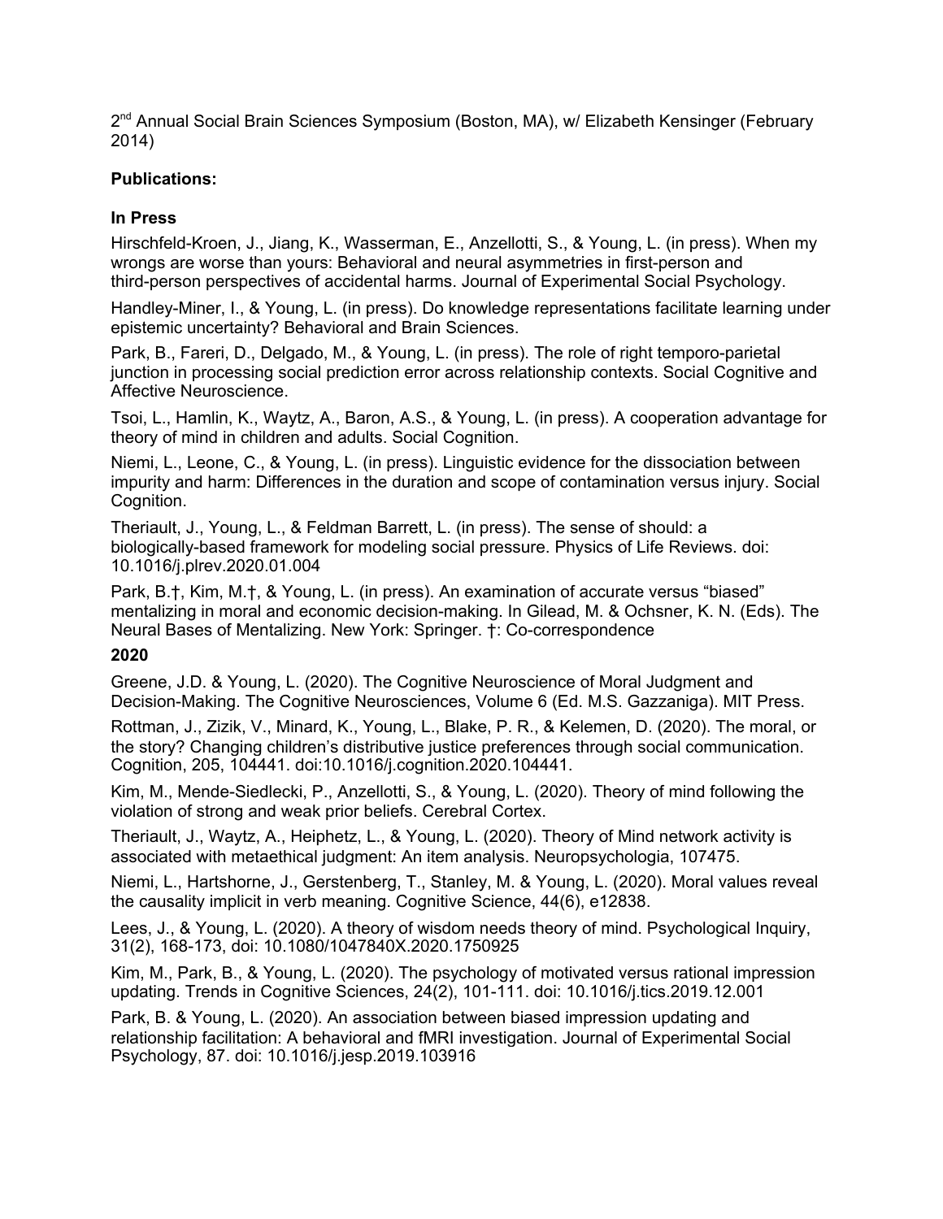2nd Annual Social Brain Sciences Symposium (Boston, MA), w/ Elizabeth Kensinger (February 2014)

**Publications:**

**In Press**

Hirschfeld-Kroen, J., Jiang, K., Wasserman, E., Anzellotti, S., & Young, L. (in press). When my wrongs are worse than yours: Behavioral and neural asymmetries in first-person and third-person perspectives of accidental harms. Journal of Experimental Social Psychology.

Handley-Miner, I., & Young, L. (in press). Do knowledge representations facilitate learning under epistemic uncertainty? Behavioral and Brain Sciences.

Park, B., Fareri, D., Delgado, M., & Young, L. (in press). The role of right temporo-parietal junction in processing social prediction error across relationship contexts. Social Cognitive and Affective Neuroscience.

Tsoi, L., Hamlin, K., Waytz, A., Baron, A.S., & Young, L. (in press). A cooperation advantage for theory of mind in children and adults. Social Cognition.

Niemi, L., Leone, C., & Young, L. (in press). Linguistic evidence for the dissociation between impurity and harm: Differences in the duration and scope of contamination versus injury. Social Cognition.

Theriault, J., Young, L., & Feldman Barrett, L. (in press). The sense of should: a biologically-based framework for modeling social pressure. Physics of Life Reviews. doi: 10.1016/j.plrev.2020.01.004

Park, B.†, Kim, M.†, & Young, L. (in press). An examination of accurate versus "biased" mentalizing in moral and economic decision-making. In Gilead, M. & Ochsner, K. N. (Eds). The Neural Bases of Mentalizing. New York: Springer. †: Co-correspondence

**2020**

Greene, J.D. & Young, L. (2020). The Cognitive Neuroscience of Moral Judgment and Decision-Making. The Cognitive Neurosciences, Volume 6 (Ed. M.S. Gazzaniga). MIT Press.

Rottman, J., Zizik, V., Minard, K., Young, L., Blake, P. R., & Kelemen, D. (2020). The moral, or the story? Changing children's distributive justice preferences through social communication. Cognition, 205, 104441. doi:10.1016/j.cognition.2020.104441.

Kim, M., Mende-Siedlecki, P., Anzellotti, S., & Young, L. (2020). Theory of mind following the violation of strong and weak prior beliefs. Cerebral Cortex.

Theriault, J., Waytz, A., Heiphetz, L., & Young, L. (2020). Theory of Mind network activity is associated with metaethical judgment: An item analysis. Neuropsychologia, 107475.

Niemi, L., Hartshorne, J., Gerstenberg, T., Stanley, M. & Young, L. (2020). Moral values reveal the causality implicit in verb meaning. Cognitive Science, 44(6), e12838.

Lees, J., & Young, L. (2020). A theory of wisdom needs theory of mind. Psychological Inquiry, 31(2), 168-173, doi: 10.1080/1047840X.2020.1750925

Kim, M., Park, B., & Young, L. (2020). The psychology of motivated versus rational impression updating. Trends in Cognitive Sciences, 24(2), 101-111. doi: 10.1016/j.tics.2019.12.001

Park, B. & Young, L. (2020). An association between biased impression updating and relationship facilitation: A behavioral and fMRI investigation. Journal of Experimental Social Psychology, 87. doi: 10.1016/j.jesp.2019.103916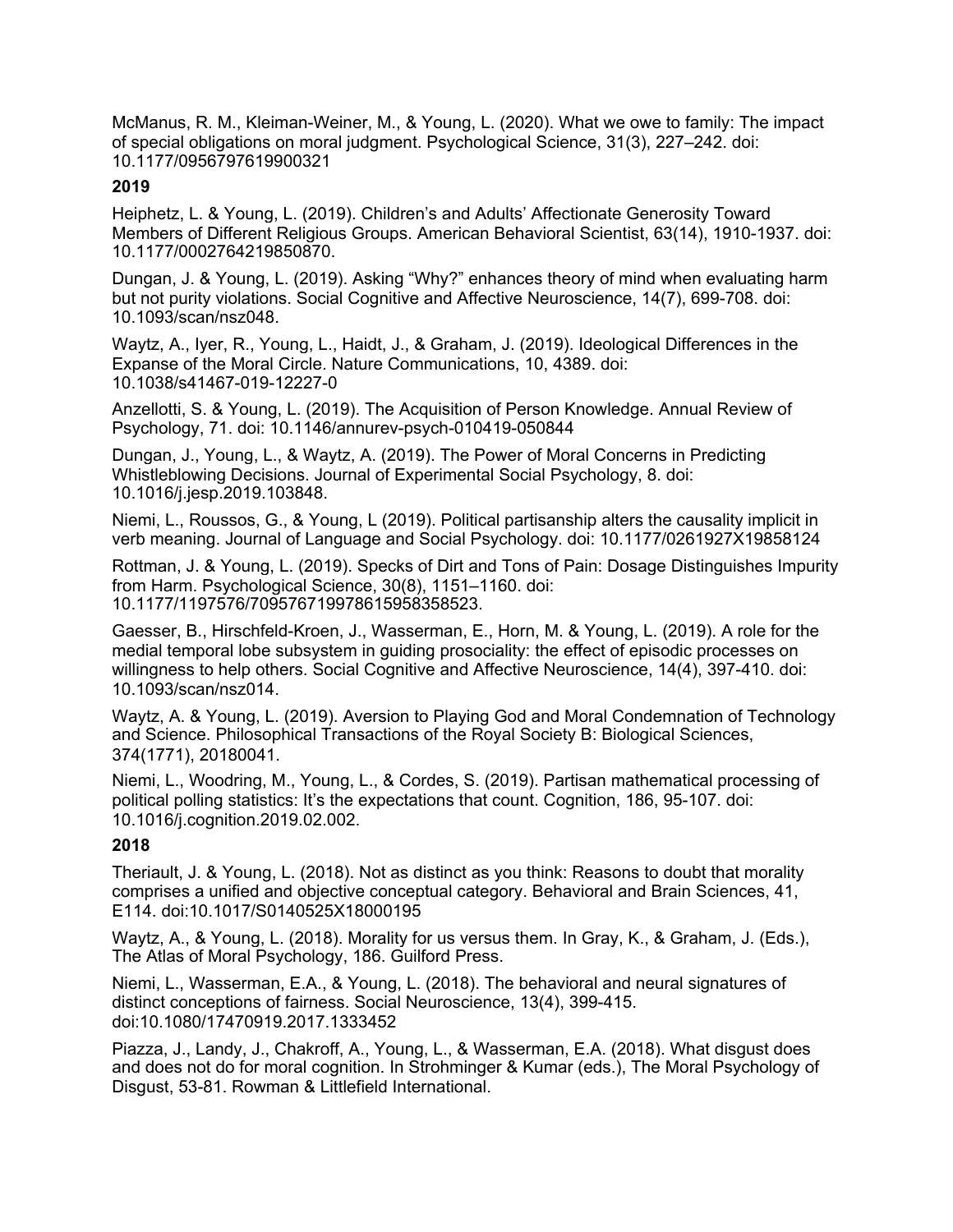McManus, R. M., Kleiman-Weiner, M., & Young, L. (2020). What we owe to family: The impact of special obligations on moral judgment. Psychological Science, 31(3), 227–242. doi: 10.1177/0956797619900321

**2019**

Heiphetz, L. & Young, L. (2019). Children's and Adults' Affectionate Generosity Toward Members of Different Religious Groups. American Behavioral Scientist, 63(14), 1910-1937. doi: 10.1177/0002764219850870.

Dungan, J. & Young, L. (2019). Asking "Why?" enhances theory of mind when evaluating harm but not purity violations. Social Cognitive and Affective Neuroscience, 14(7), 699-708. doi: 10.1093/scan/nsz048.

Waytz, A., Iyer, R., Young, L., Haidt, J., & Graham, J. (2019). Ideological Differences in the Expanse of the Moral Circle. Nature Communications, 10, 4389. doi: 10.1038/s41467-019-12227-0

Anzellotti, S. & Young, L. (2019). The Acquisition of Person Knowledge. Annual Review of Psychology, 71. doi: 10.1146/annurev-psych-010419-050844

Dungan, J., Young, L., & Waytz, A. (2019). The Power of Moral Concerns in Predicting Whistleblowing Decisions. Journal of Experimental Social Psychology, 8. doi: 10.1016/j.jesp.2019.103848.

Niemi, L., Roussos, G., & Young, L (2019). Political partisanship alters the causality implicit in verb meaning. Journal of Language and Social Psychology. doi: 10.1177/0261927X19858124

Rottman, J. & Young, L. (2019). Specks of Dirt and Tons of Pain: Dosage Distinguishes Impurity from Harm. Psychological Science, 30(8), 1151–1160. doi: 10.1177/1197576/709576719978615958358523.

Gaesser, B., Hirschfeld-Kroen, J., Wasserman, E., Horn, M. & Young, L. (2019). A role for the medial temporal lobe subsystem in guiding prosociality: the effect of episodic processes on willingness to help others. Social Cognitive and Affective Neuroscience, 14(4), 397-410. doi: 10.1093/scan/nsz014.

Waytz, A. & Young, L. (2019). Aversion to Playing God and Moral Condemnation of Technology and Science. Philosophical Transactions of the Royal Society B: Biological Sciences, 374(1771), 20180041.

Niemi, L., Woodring, M., Young, L., & Cordes, S. (2019). Partisan mathematical processing of political polling statistics: It's the expectations that count. Cognition, 186, 95-107. doi: 10.1016/j.cognition.2019.02.002.

**2018**

Theriault, J. & Young, L. (2018). Not as distinct as you think: Reasons to doubt that morality comprises a unified and objective conceptual category. Behavioral and Brain Sciences, 41, E114. doi:10.1017/S0140525X18000195

Waytz, A., & Young, L. (2018). Morality for us versus them. In Gray, K., & Graham, J. (Eds.), The Atlas of Moral Psychology, 186. Guilford Press.

Niemi, L., Wasserman, E.A., & Young, L. (2018). The behavioral and neural signatures of distinct conceptions of fairness. Social Neuroscience, 13(4), 399-415. doi:10.1080/17470919.2017.1333452

Piazza, J., Landy, J., Chakroff, A., Young, L., & Wasserman, E.A. (2018). What disgust does and does not do for moral cognition. In Strohminger & Kumar (eds.), The Moral Psychology of Disgust, 53-81. Rowman & Littlefield International.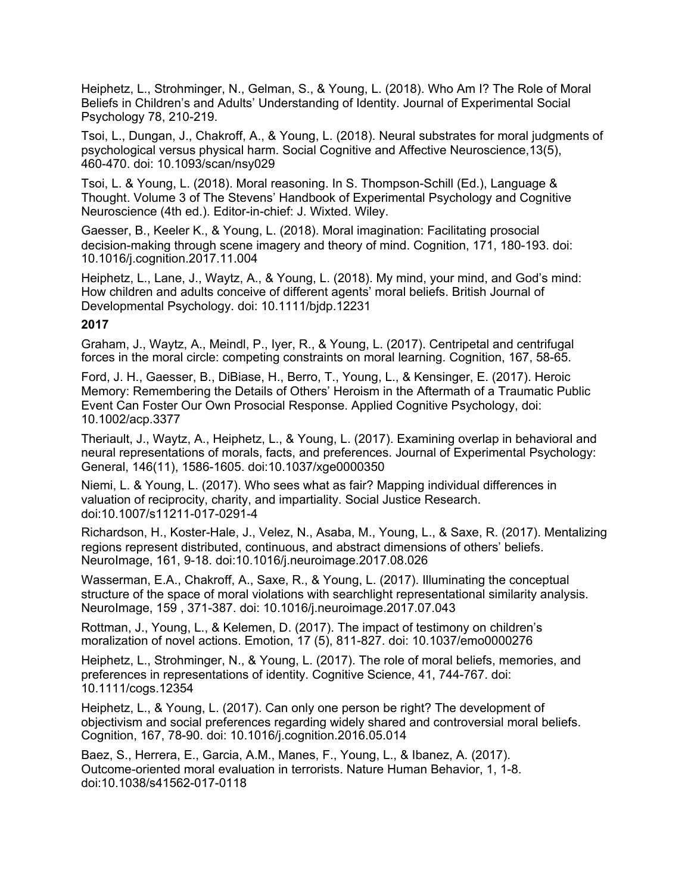Heiphetz, L., Strohminger, N., Gelman, S., & Young, L. (2018). Who Am I? The Role of Moral Beliefs in Children's and Adults' Understanding of Identity. Journal of Experimental Social Psychology 78, 210-219.

Tsoi, L., Dungan, J., Chakroff, A., & Young, L. (2018). Neural substrates for moral judgments of psychological versus physical harm. Social Cognitive and Affective Neuroscience,13(5), 460-470. doi: 10.1093/scan/nsy029

Tsoi, L. & Young, L. (2018). Moral reasoning. In S. Thompson-Schill (Ed.), Language & Thought. Volume 3 of The Stevens' Handbook of Experimental Psychology and Cognitive Neuroscience (4th ed.). Editor-in-chief: J. Wixted. Wiley.

Gaesser, B., Keeler K., & Young, L. (2018). Moral imagination: Facilitating prosocial decision-making through scene imagery and theory of mind. Cognition, 171, 180-193. doi: 10.1016/j.cognition.2017.11.004

Heiphetz, L., Lane, J., Waytz, A., & Young, L. (2018). My mind, your mind, and God's mind: How children and adults conceive of different agents' moral beliefs. British Journal of Developmental Psychology. doi: 10.1111/bjdp.12231

**2017**

Graham, J., Waytz, A., Meindl, P., Iyer, R., & Young, L. (2017). Centripetal and centrifugal forces in the moral circle: competing constraints on moral learning. Cognition, 167, 58-65.

Ford, J. H., Gaesser, B., DiBiase, H., Berro, T., Young, L., & Kensinger, E. (2017). Heroic Memory: Remembering the Details of Others' Heroism in the Aftermath of a Traumatic Public Event Can Foster Our Own Prosocial Response. Applied Cognitive Psychology, doi: 10.1002/acp.3377

Theriault, J., Waytz, A., Heiphetz, L., & Young, L. (2017). Examining overlap in behavioral and neural representations of morals, facts, and preferences. Journal of Experimental Psychology: General, 146(11), 1586-1605. doi:10.1037/xge0000350

Niemi, L. & Young, L. (2017). Who sees what as fair? Mapping individual differences in valuation of reciprocity, charity, and impartiality. Social Justice Research. doi:10.1007/s11211-017-0291-4

Richardson, H., Koster-Hale, J., Velez, N., Asaba, M., Young, L., & Saxe, R. (2017). Mentalizing regions represent distributed, continuous, and abstract dimensions of others' beliefs. NeuroImage, 161, 9-18. doi:10.1016/j.neuroimage.2017.08.026

Wasserman, E.A., Chakroff, A., Saxe, R., & Young, L. (2017). Illuminating the conceptual structure of the space of moral violations with searchlight representational similarity analysis. NeuroImage, 159 , 371-387. doi: 10.1016/j.neuroimage.2017.07.043

Rottman, J., Young, L., & Kelemen, D. (2017). The impact of testimony on children's moralization of novel actions. Emotion, 17 (5), 811-827. doi: 10.1037/emo0000276

Heiphetz, L., Strohminger, N., & Young, L. (2017). The role of moral beliefs, memories, and preferences in representations of identity. Cognitive Science, 41, 744-767. doi: 10.1111/cogs.12354

Heiphetz, L., & Young, L. (2017). Can only one person be right? The development of objectivism and social preferences regarding widely shared and controversial moral beliefs. Cognition, 167, 78-90. doi: 10.1016/j.cognition.2016.05.014

Baez, S., Herrera, E., Garcia, A.M., Manes, F., Young, L., & Ibanez, A. (2017). Outcome-oriented moral evaluation in terrorists. Nature Human Behavior, 1, 1-8. doi:10.1038/s41562-017-0118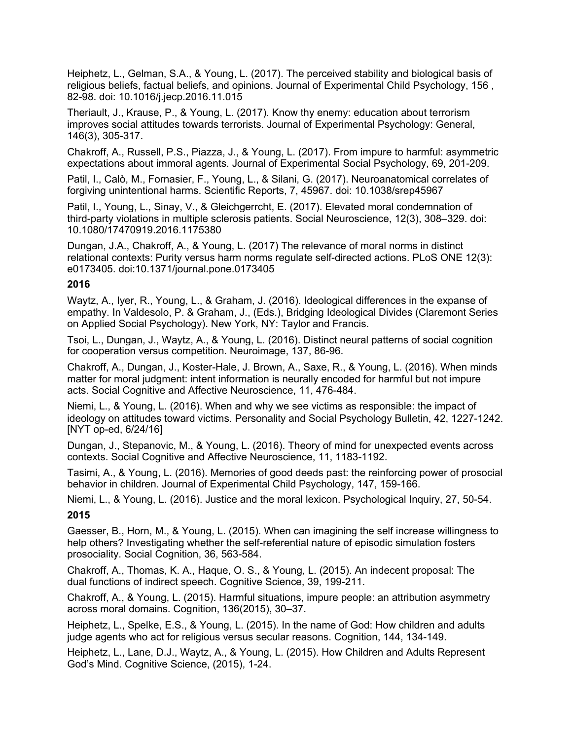Heiphetz, L., Gelman, S.A., & Young, L. (2017). The perceived stability and biological basis of religious beliefs, factual beliefs, and opinions. Journal of Experimental Child Psychology, 156 , 82-98. doi: 10.1016/j.jecp.2016.11.015

Theriault, J., Krause, P., & Young, L. (2017). Know thy enemy: education about terrorism improves social attitudes towards terrorists. Journal of Experimental Psychology: General, 146(3), 305-317.

Chakroff, A., Russell, P.S., Piazza, J., & Young, L. (2017). From impure to harmful: asymmetric expectations about immoral agents. Journal of Experimental Social Psychology, 69, 201-209.

Patil, I., Calò, M., Fornasier, F., Young, L., & Silani, G. (2017). Neuroanatomical correlates of forgiving unintentional harms. Scientific Reports, 7, 45967. doi: 10.1038/srep45967

Patil, I., Young, L., Sinay, V., & Gleichgerrcht, E. (2017). Elevated moral condemnation of third-party violations in multiple sclerosis patients. Social Neuroscience, 12(3), 308–329. doi: 10.1080/17470919.2016.1175380

Dungan, J.A., Chakroff, A., & Young, L. (2017) The relevance of moral norms in distinct relational contexts: Purity versus harm norms regulate self-directed actions. PLoS ONE 12(3): e0173405. doi:10.1371/journal.pone.0173405

**2016**

Waytz, A., Iyer, R., Young, L., & Graham, J. (2016). Ideological differences in the expanse of empathy. In Valdesolo, P. & Graham, J., (Eds.), Bridging Ideological Divides (Claremont Series on Applied Social Psychology). New York, NY: Taylor and Francis.

Tsoi, L., Dungan, J., Waytz, A., & Young, L. (2016). Distinct neural patterns of social cognition for cooperation versus competition. Neuroimage, 137, 86-96.

Chakroff, A., Dungan, J., Koster-Hale, J. Brown, A., Saxe, R., & Young, L. (2016). When minds matter for moral judgment: intent information is neurally encoded for harmful but not impure acts. Social Cognitive and Affective Neuroscience, 11, 476-484.

Niemi, L., & Young, L. (2016). When and why we see victims as responsible: the impact of ideology on attitudes toward victims. Personality and Social Psychology Bulletin, 42, 1227-1242. [NYT op-ed, 6/24/16]

Dungan, J., Stepanovic, M., & Young, L. (2016). Theory of mind for unexpected events across contexts. Social Cognitive and Affective Neuroscience, 11, 1183-1192.

Tasimi, A., & Young, L. (2016). Memories of good deeds past: the reinforcing power of prosocial behavior in children. Journal of Experimental Child Psychology, 147, 159-166.

Niemi, L., & Young, L. (2016). Justice and the moral lexicon. Psychological Inquiry, 27, 50-54.

**2015**

Gaesser, B., Horn, M., & Young, L. (2015). When can imagining the self increase willingness to help others? Investigating whether the self-referential nature of episodic simulation fosters prosociality. Social Cognition, 36, 563-584.

Chakroff, A., Thomas, K. A., Haque, O. S., & Young, L. (2015). An indecent proposal: The dual functions of indirect speech. Cognitive Science, 39, 199-211.

Chakroff, A., & Young, L. (2015). Harmful situations, impure people: an attribution asymmetry across moral domains. Cognition, 136(2015), 30–37.

Heiphetz, L., Spelke, E.S., & Young, L. (2015). In the name of God: How children and adults judge agents who act for religious versus secular reasons. Cognition, 144, 134-149.

Heiphetz, L., Lane, D.J., Waytz, A., & Young, L. (2015). How Children and Adults Represent God's Mind. Cognitive Science, (2015), 1-24.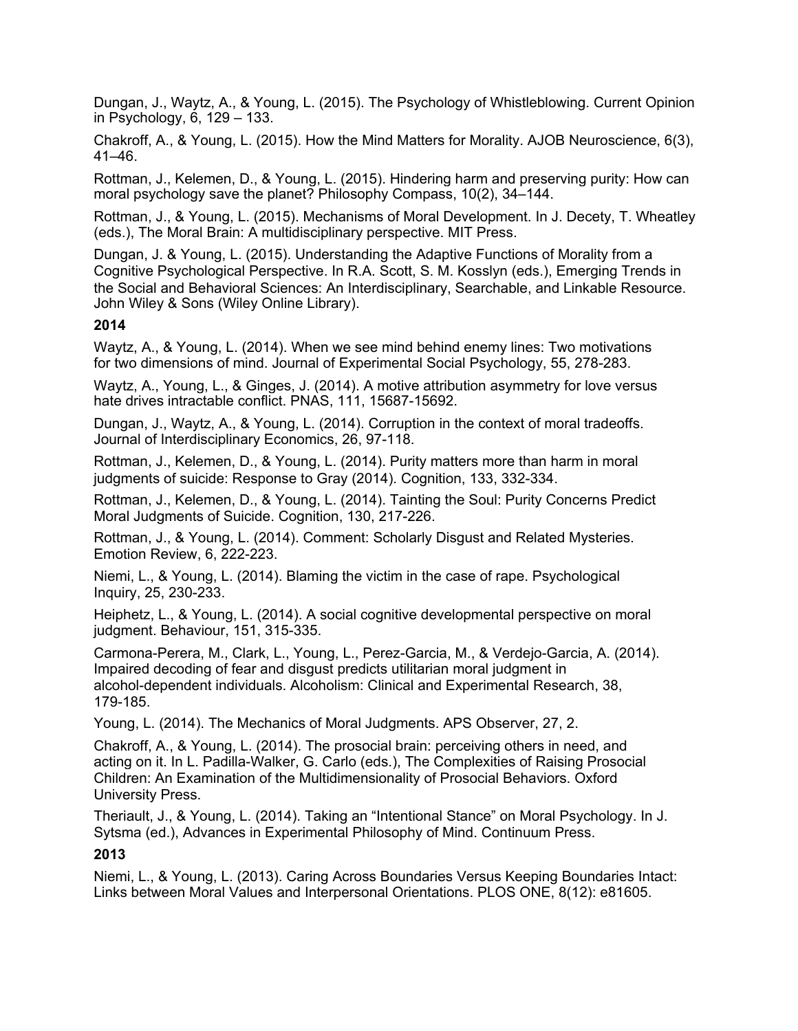Dungan, J., Waytz, A., & Young, L. (2015). The Psychology of Whistleblowing. Current Opinion in Psychology, 6, 129 – 133.

Chakroff, A., & Young, L. (2015). How the Mind Matters for Morality. AJOB Neuroscience, 6(3), 41–46.

Rottman, J., Kelemen, D., & Young, L. (2015). Hindering harm and preserving purity: How can moral psychology save the planet? Philosophy Compass, 10(2), 34–144.

Rottman, J., & Young, L. (2015). Mechanisms of Moral Development. In J. Decety, T. Wheatley (eds.), The Moral Brain: A multidisciplinary perspective. MIT Press.

Dungan, J. & Young, L. (2015). Understanding the Adaptive Functions of Morality from a Cognitive Psychological Perspective. In R.A. Scott, S. M. Kosslyn (eds.), Emerging Trends in the Social and Behavioral Sciences: An Interdisciplinary, Searchable, and Linkable Resource. John Wiley & Sons (Wiley Online Library).

**2014**

Waytz, A., & Young, L. (2014). When we see mind behind enemy lines: Two motivations for two dimensions of mind. Journal of Experimental Social Psychology, 55, 278-283.

Waytz, A., Young, L., & Ginges, J. (2014). A motive attribution asymmetry for love versus hate drives intractable conflict. PNAS, 111, 15687-15692.

Dungan, J., Waytz, A., & Young, L. (2014). Corruption in the context of moral tradeoffs. Journal of Interdisciplinary Economics, 26, 97-118.

Rottman, J., Kelemen, D., & Young, L. (2014). Purity matters more than harm in moral judgments of suicide: Response to Gray (2014). Cognition, 133, 332-334.

Rottman, J., Kelemen, D., & Young, L. (2014). Tainting the Soul: Purity Concerns Predict Moral Judgments of Suicide. Cognition, 130, 217-226.

Rottman, J., & Young, L. (2014). Comment: Scholarly Disgust and Related Mysteries. Emotion Review, 6, 222-223.

Niemi, L., & Young, L. (2014). Blaming the victim in the case of rape. Psychological Inquiry, 25, 230-233.

Heiphetz, L., & Young, L. (2014). A social cognitive developmental perspective on moral judgment. Behaviour, 151, 315-335.

Carmona-Perera, M., Clark, L., Young, L., Perez-Garcia, M., & Verdejo-Garcia, A. (2014). Impaired decoding of fear and disgust predicts utilitarian moral judgment in alcohol-dependent individuals. Alcoholism: Clinical and Experimental Research, 38, 179-185.

Young, L. (2014). The Mechanics of Moral Judgments. APS Observer, 27, 2.

Chakroff, A., & Young, L. (2014). The prosocial brain: perceiving others in need, and acting on it. In L. Padilla-Walker, G. Carlo (eds.), The Complexities of Raising Prosocial Children: An Examination of the Multidimensionality of Prosocial Behaviors. Oxford University Press.

Theriault, J., & Young, L. (2014). Taking an "Intentional Stance" on Moral Psychology. In J. Sytsma (ed.), Advances in Experimental Philosophy of Mind. Continuum Press.

**2013**

Niemi, L., & Young, L. (2013). Caring Across Boundaries Versus Keeping Boundaries Intact: Links between Moral Values and Interpersonal Orientations. PLOS ONE, 8(12): e81605.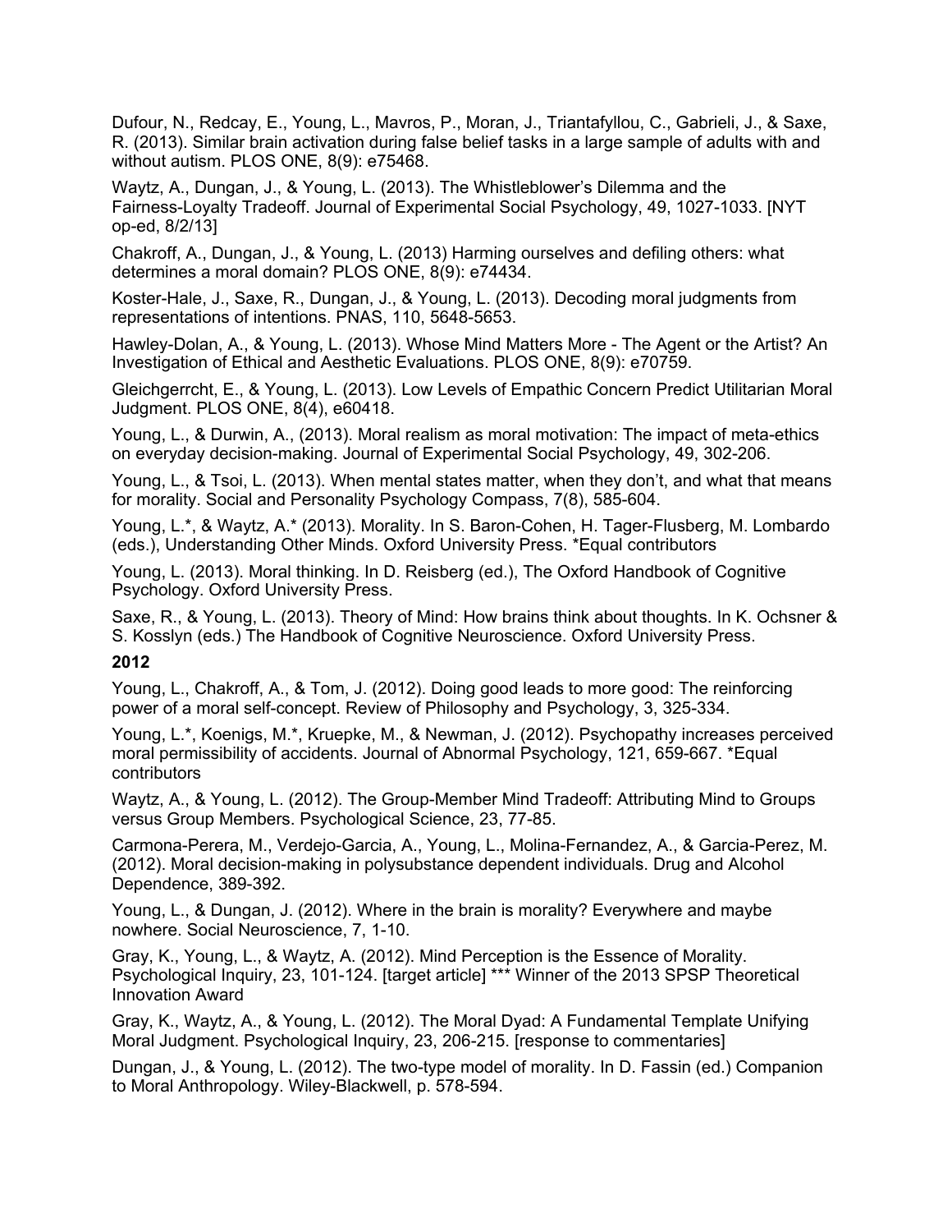Dufour, N., Redcay, E., Young, L., Mavros, P., Moran, J., Triantafyllou, C., Gabrieli, J., & Saxe, R. (2013). Similar brain activation during false belief tasks in a large sample of adults with and without autism. PLOS ONE, 8(9): e75468.

Waytz, A., Dungan, J., & Young, L. (2013). The Whistleblower's Dilemma and the Fairness-Loyalty Tradeoff. Journal of Experimental Social Psychology, 49, 1027-1033. [NYT op-ed, 8/2/13]

Chakroff, A., Dungan, J., & Young, L. (2013) Harming ourselves and defiling others: what determines a moral domain? PLOS ONE, 8(9): e74434.

Koster-Hale, J., Saxe, R., Dungan, J., & Young, L. (2013). Decoding moral judgments from representations of intentions. PNAS, 110, 5648-5653.

Hawley-Dolan, A., & Young, L. (2013). Whose Mind Matters More - The Agent or the Artist? An Investigation of Ethical and Aesthetic Evaluations. PLOS ONE, 8(9): e70759.

Gleichgerrcht, E., & Young, L. (2013). Low Levels of Empathic Concern Predict Utilitarian Moral Judgment. PLOS ONE, 8(4), e60418.

Young, L., & Durwin, A., (2013). Moral realism as moral motivation: The impact of meta-ethics on everyday decision-making. Journal of Experimental Social Psychology, 49, 302-206.

Young, L., & Tsoi, L. (2013). When mental states matter, when they don't, and what that means for morality. Social and Personality Psychology Compass, 7(8), 585-604.

Young, L.*, & Waytz, A.* (2013). Morality. In S. Baron-Cohen, H. Tager-Flusberg, M. Lombardo (eds.), Understanding Other Minds. Oxford University Press. *Equal contributors

Young, L. (2013). Moral thinking. In D. Reisberg (ed.), The Oxford Handbook of Cognitive Psychology. Oxford University Press.

Saxe, R., & Young, L. (2013). Theory of Mind: How brains think about thoughts. In K. Ochsner & S. Kosslyn (eds.) The Handbook of Cognitive Neuroscience. Oxford University Press.

**2012**

Young, L., Chakroff, A., & Tom, J. (2012). Doing good leads to more good: The reinforcing power of a moral self-concept. Review of Philosophy and Psychology, 3, 325-334.

Young, L.*, Koenigs, M.*, Kruepke, M., & Newman, J. (2012). Psychopathy increases perceived moral permissibility of accidents. Journal of Abnormal Psychology, 121, 659-667. *Equal contributors

Waytz, A., & Young, L. (2012). The Group-Member Mind Tradeoff: Attributing Mind to Groups versus Group Members. Psychological Science, 23, 77-85.

Carmona-Perera, M., Verdejo-Garcia, A., Young, L., Molina-Fernandez, A., & Garcia-Perez, M. (2012). Moral decision-making in polysubstance dependent individuals. Drug and Alcohol Dependence, 389-392.

Young, L., & Dungan, J. (2012). Where in the brain is morality? Everywhere and maybe nowhere. Social Neuroscience, 7, 1-10.

Gray, K., Young, L., & Waytz, A. (2012). Mind Perception is the Essence of Morality. Psychological Inquiry, 23, 101-124. [target article] *** Winner of the 2013 SPSP Theoretical Innovation Award

Gray, K., Waytz, A., & Young, L. (2012). The Moral Dyad: A Fundamental Template Unifying Moral Judgment. Psychological Inquiry, 23, 206-215. [response to commentaries]

Dungan, J., & Young, L. (2012). The two-type model of morality. In D. Fassin (ed.) Companion to Moral Anthropology. Wiley-Blackwell, p. 578-594.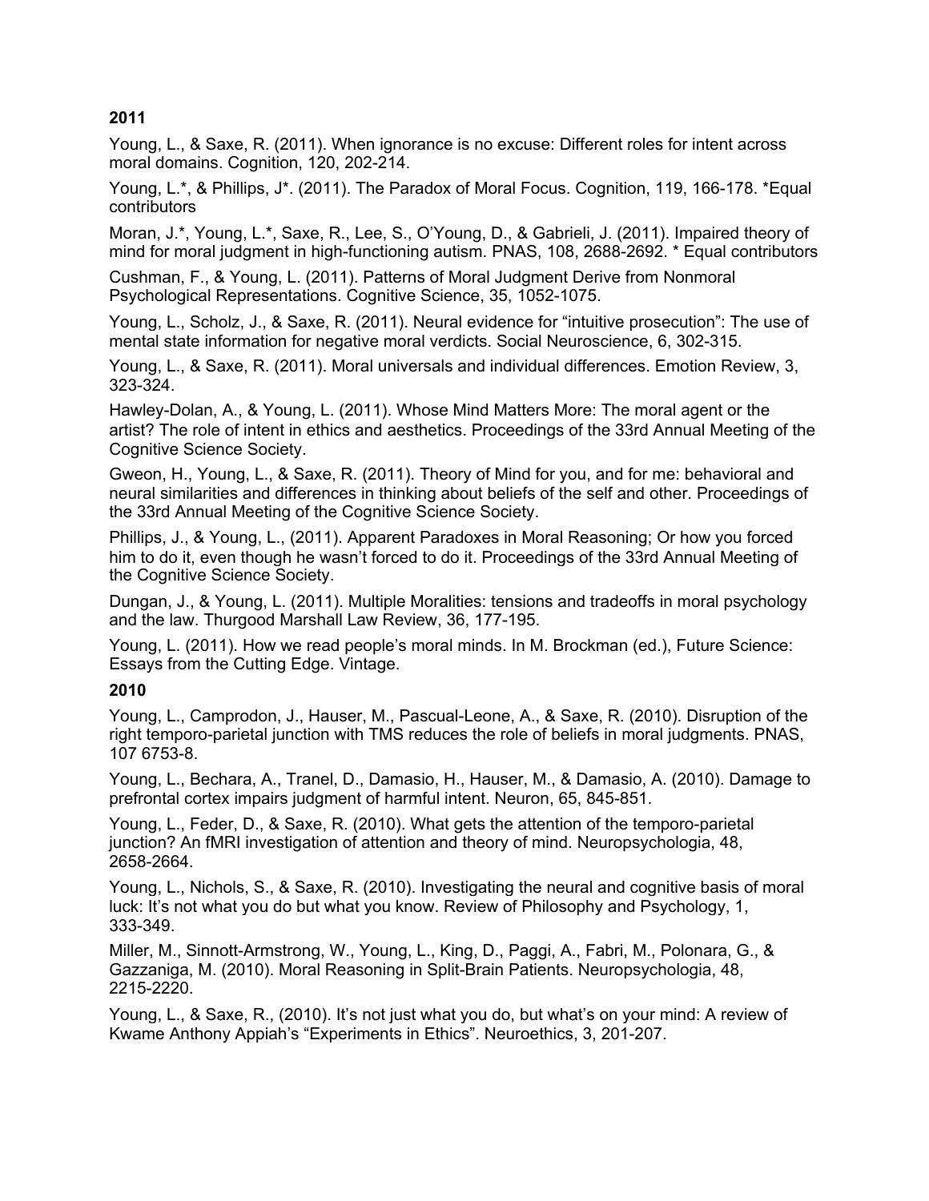**2011**

Young, L., & Saxe, R. (2011). When ignorance is no excuse: Different roles for intent across moral domains. Cognition, 120, 202-214.

Young, L.*, & Phillips, J*. (2011). The Paradox of Moral Focus. Cognition, 119, 166-178. *Equal contributors

Moran, J.*, Young, L.*, Saxe, R., Lee, S., O'Young, D., & Gabrieli, J. (2011). Impaired theory of mind for moral judgment in high-functioning autism. PNAS, 108, 2688-2692. * Equal contributors

Cushman, F., & Young, L. (2011). Patterns of Moral Judgment Derive from Nonmoral Psychological Representations. Cognitive Science, 35, 1052-1075.

Young, L., Scholz, J., & Saxe, R. (2011). Neural evidence for "intuitive prosecution": The use of mental state information for negative moral verdicts. Social Neuroscience, 6, 302-315.

Young, L., & Saxe, R. (2011). Moral universals and individual differences. Emotion Review, 3, 323-324.

Hawley-Dolan, A., & Young, L. (2011). Whose Mind Matters More: The moral agent or the artist? The role of intent in ethics and aesthetics. Proceedings of the 33rd Annual Meeting of the Cognitive Science Society.

Gweon, H., Young, L., & Saxe, R. (2011). Theory of Mind for you, and for me: behavioral and neural similarities and differences in thinking about beliefs of the self and other. Proceedings of the 33rd Annual Meeting of the Cognitive Science Society.

Phillips, J., & Young, L., (2011). Apparent Paradoxes in Moral Reasoning; Or how you forced him to do it, even though he wasn't forced to do it. Proceedings of the 33rd Annual Meeting of the Cognitive Science Society.

Dungan, J., & Young, L. (2011). Multiple Moralities: tensions and tradeoffs in moral psychology and the law. Thurgood Marshall Law Review, 36, 177-195.

Young, L. (2011). How we read people's moral minds. In M. Brockman (ed.), Future Science: Essays from the Cutting Edge. Vintage.

**2010**

Young, L., Camprodon, J., Hauser, M., Pascual-Leone, A., & Saxe, R. (2010). Disruption of the right temporo-parietal junction with TMS reduces the role of beliefs in moral judgments. PNAS, 107 6753-8.

Young, L., Bechara, A., Tranel, D., Damasio, H., Hauser, M., & Damasio, A. (2010). Damage to prefrontal cortex impairs judgment of harmful intent. Neuron, 65, 845-851.

Young, L., Feder, D., & Saxe, R. (2010). What gets the attention of the temporo-parietal junction? An fMRI investigation of attention and theory of mind. Neuropsychologia, 48, 2658-2664.

Young, L., Nichols, S., & Saxe, R. (2010). Investigating the neural and cognitive basis of moral luck: It's not what you do but what you know. Review of Philosophy and Psychology, 1, 333-349.

Miller, M., Sinnott-Armstrong, W., Young, L., King, D., Paggi, A., Fabri, M., Polonara, G., & Gazzaniga, M. (2010). Moral Reasoning in Split-Brain Patients. Neuropsychologia, 48, 2215-2220.

Young, L., & Saxe, R., (2010). It's not just what you do, but what's on your mind: A review of Kwame Anthony Appiah's "Experiments in Ethics". Neuroethics, 3, 201-207.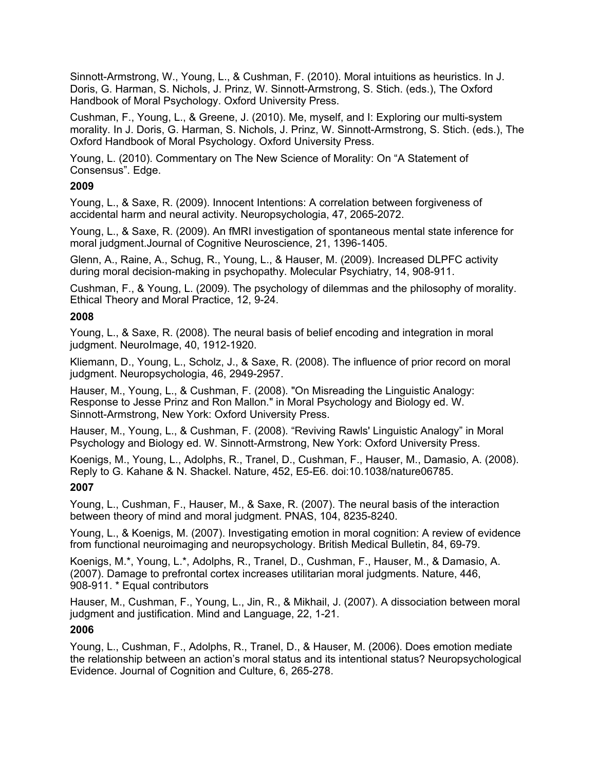Sinnott-Armstrong, W., Young, L., & Cushman, F. (2010). Moral intuitions as heuristics. In J. Doris, G. Harman, S. Nichols, J. Prinz, W. Sinnott-Armstrong, S. Stich. (eds.), The Oxford Handbook of Moral Psychology. Oxford University Press.

Cushman, F., Young, L., & Greene, J. (2010). Me, myself, and I: Exploring our multi-system morality. In J. Doris, G. Harman, S. Nichols, J. Prinz, W. Sinnott-Armstrong, S. Stich. (eds.), The Oxford Handbook of Moral Psychology. Oxford University Press.

Young, L. (2010). Commentary on The New Science of Morality: On "A Statement of Consensus". Edge.

**2009**

Young, L., & Saxe, R. (2009). Innocent Intentions: A correlation between forgiveness of accidental harm and neural activity. Neuropsychologia, 47, 2065-2072.

Young, L., & Saxe, R. (2009). An fMRI investigation of spontaneous mental state inference for moral judgment.Journal of Cognitive Neuroscience, 21, 1396-1405.

Glenn, A., Raine, A., Schug, R., Young, L., & Hauser, M. (2009). Increased DLPFC activity during moral decision-making in psychopathy. Molecular Psychiatry, 14, 908-911.

Cushman, F., & Young, L. (2009). The psychology of dilemmas and the philosophy of morality. Ethical Theory and Moral Practice, 12, 9-24.

**2008**

Young, L., & Saxe, R. (2008). The neural basis of belief encoding and integration in moral judgment. NeuroImage, 40, 1912-1920.

Kliemann, D., Young, L., Scholz, J., & Saxe, R. (2008). The influence of prior record on moral judgment. Neuropsychologia, 46, 2949-2957.

Hauser, M., Young, L., & Cushman, F. (2008). "On Misreading the Linguistic Analogy: Response to Jesse Prinz and Ron Mallon." in Moral Psychology and Biology ed. W. Sinnott-Armstrong, New York: Oxford University Press.

Hauser, M., Young, L., & Cushman, F. (2008). "Reviving Rawls' Linguistic Analogy" in Moral Psychology and Biology ed. W. Sinnott-Armstrong, New York: Oxford University Press.

Koenigs, M., Young, L., Adolphs, R., Tranel, D., Cushman, F., Hauser, M., Damasio, A. (2008). Reply to G. Kahane & N. Shackel. Nature, 452, E5-E6. doi:10.1038/nature06785.

**2007**

Young, L., Cushman, F., Hauser, M., & Saxe, R. (2007). The neural basis of the interaction between theory of mind and moral judgment. PNAS, 104, 8235-8240.

Young, L., & Koenigs, M. (2007). Investigating emotion in moral cognition: A review of evidence from functional neuroimaging and neuropsychology. British Medical Bulletin, 84, 69-79.

Koenigs, M.*, Young, L.*, Adolphs, R., Tranel, D., Cushman, F., Hauser, M., & Damasio, A. (2007). Damage to prefrontal cortex increases utilitarian moral judgments. Nature, 446, 908-911. * Equal contributors

Hauser, M., Cushman, F., Young, L., Jin, R., & Mikhail, J. (2007). A dissociation between moral judgment and justification. Mind and Language, 22, 1-21.

**2006**

Young, L., Cushman, F., Adolphs, R., Tranel, D., & Hauser, M. (2006). Does emotion mediate the relationship between an action's moral status and its intentional status? Neuropsychological Evidence. Journal of Cognition and Culture, 6, 265-278.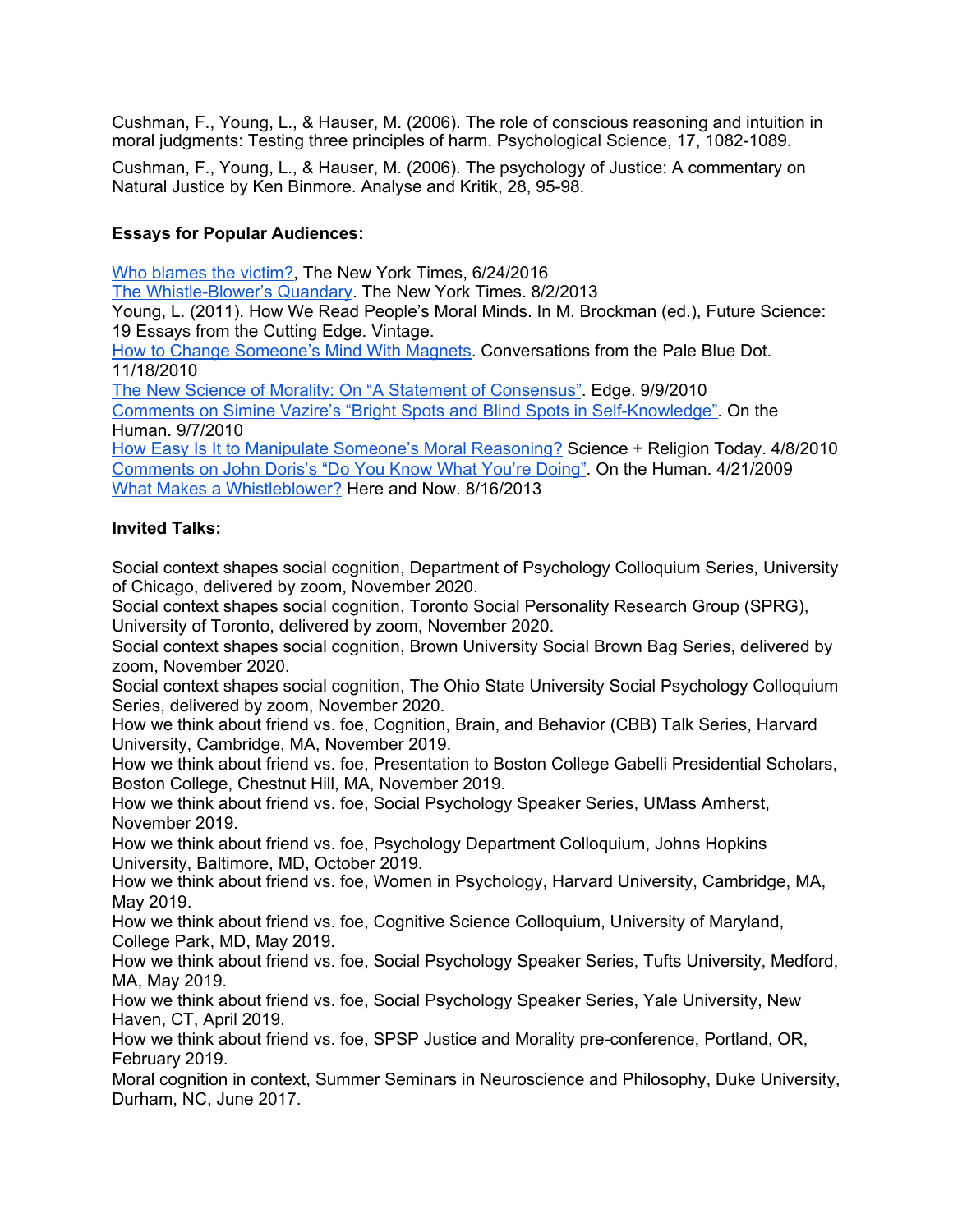Cushman, F., Young, L., & Hauser, M. (2006). The role of conscious reasoning and intuition in moral judgments: Testing three principles of harm. Psychological Science, 17, 1082-1089.

Cushman, F., Young, L., & Hauser, M. (2006). The psychology of Justice: A commentary on Natural Justice by Ken Binmore. Analyse and Kritik, 28, 95-98.

**Essays for Popular Audiences:**

Who blames the victim?, The New York Times, 6/24/2016
The Whistle-Blower's Quandary. The New York Times. 8/2/2013
Young, L. (2011). How We Read People's Moral Minds. In M. Brockman (ed.), Future Science: 19 Essays from the Cutting Edge. Vintage.
How to Change Someone's Mind With Magnets. Conversations from the Pale Blue Dot. 11/18/2010
The New Science of Morality: On "A Statement of Consensus". Edge. 9/9/2010
Comments on Simine Vazire's "Bright Spots and Blind Spots in Self-Knowledge". On the Human. 9/7/2010
How Easy Is It to Manipulate Someone's Moral Reasoning? Science + Religion Today. 4/8/2010
Comments on John Doris's "Do You Know What You're Doing". On the Human. 4/21/2009
What Makes a Whistleblower? Here and Now. 8/16/2013

**Invited Talks:**

Social context shapes social cognition, Department of Psychology Colloquium Series, University of Chicago, delivered by zoom, November 2020.
Social context shapes social cognition, Toronto Social Personality Research Group (SPRG), University of Toronto, delivered by zoom, November 2020.
Social context shapes social cognition, Brown University Social Brown Bag Series, delivered by zoom, November 2020.
Social context shapes social cognition, The Ohio State University Social Psychology Colloquium Series, delivered by zoom, November 2020.
How we think about friend vs. foe, Cognition, Brain, and Behavior (CBB) Talk Series, Harvard University, Cambridge, MA, November 2019.
How we think about friend vs. foe, Presentation to Boston College Gabelli Presidential Scholars, Boston College, Chestnut Hill, MA, November 2019.
How we think about friend vs. foe, Social Psychology Speaker Series, UMass Amherst, November 2019.
How we think about friend vs. foe, Psychology Department Colloquium, Johns Hopkins University, Baltimore, MD, October 2019.
How we think about friend vs. foe, Women in Psychology, Harvard University, Cambridge, MA, May 2019.
How we think about friend vs. foe, Cognitive Science Colloquium, University of Maryland, College Park, MD, May 2019.
How we think about friend vs. foe, Social Psychology Speaker Series, Tufts University, Medford, MA, May 2019.
How we think about friend vs. foe, Social Psychology Speaker Series, Yale University, New Haven, CT, April 2019.
How we think about friend vs. foe, SPSP Justice and Morality pre-conference, Portland, OR, February 2019.
Moral cognition in context, Summer Seminars in Neuroscience and Philosophy, Duke University, Durham, NC, June 2017.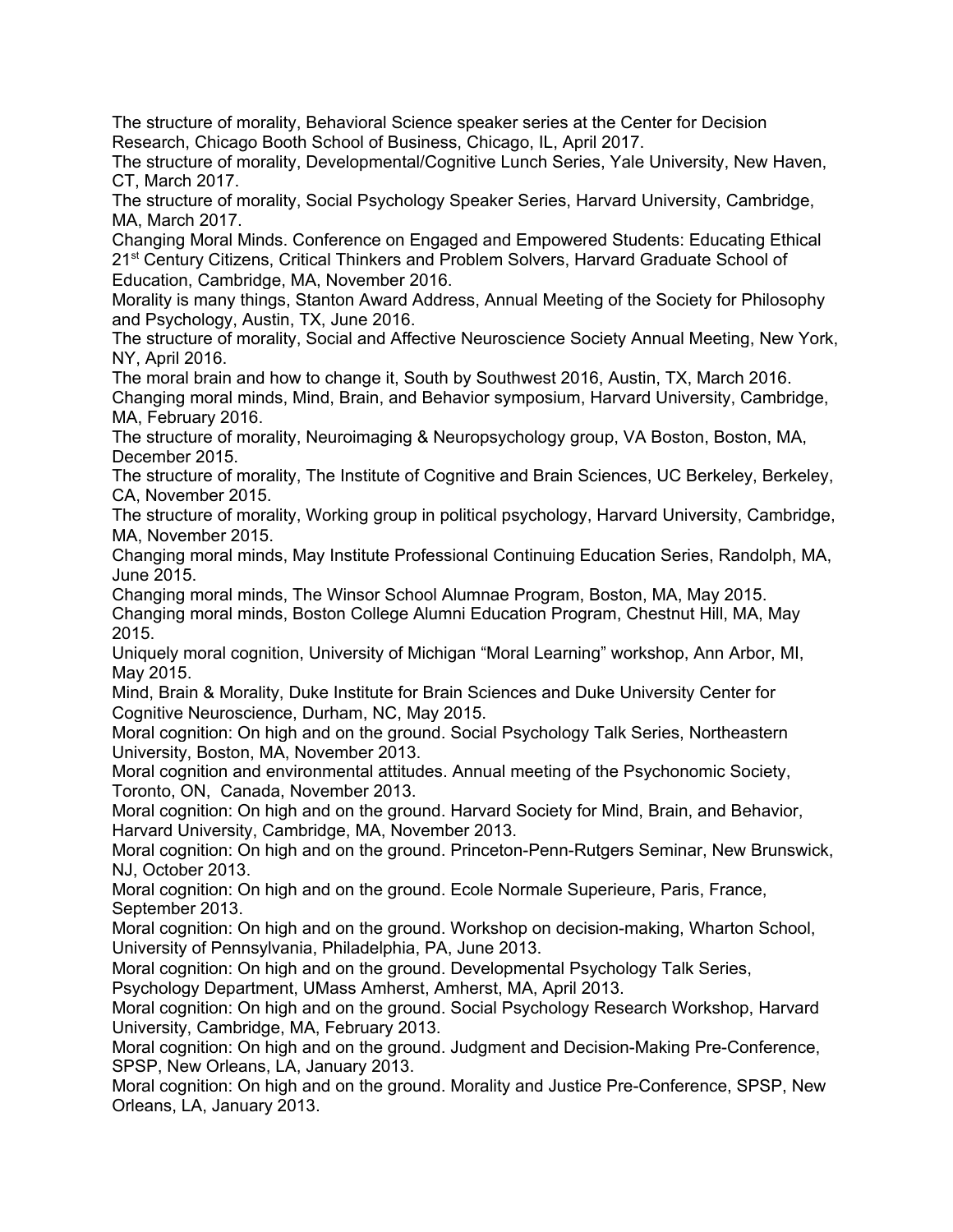The structure of morality, Behavioral Science speaker series at the Center for Decision Research, Chicago Booth School of Business, Chicago, IL, April 2017.

The structure of morality, Developmental/Cognitive Lunch Series, Yale University, New Haven, CT, March 2017.

The structure of morality, Social Psychology Speaker Series, Harvard University, Cambridge, MA, March 2017.

Changing Moral Minds. Conference on Engaged and Empowered Students: Educating Ethical 21st Century Citizens, Critical Thinkers and Problem Solvers, Harvard Graduate School of Education, Cambridge, MA, November 2016.

Morality is many things, Stanton Award Address, Annual Meeting of the Society for Philosophy and Psychology, Austin, TX, June 2016.

The structure of morality, Social and Affective Neuroscience Society Annual Meeting, New York, NY, April 2016.

The moral brain and how to change it, South by Southwest 2016, Austin, TX, March 2016.

Changing moral minds, Mind, Brain, and Behavior symposium, Harvard University, Cambridge, MA, February 2016.

The structure of morality, Neuroimaging & Neuropsychology group, VA Boston, Boston, MA, December 2015.

The structure of morality, The Institute of Cognitive and Brain Sciences, UC Berkeley, Berkeley, CA, November 2015.

The structure of morality, Working group in political psychology, Harvard University, Cambridge, MA, November 2015.

Changing moral minds, May Institute Professional Continuing Education Series, Randolph, MA, June 2015.

Changing moral minds, The Winsor School Alumnae Program, Boston, MA, May 2015.

Changing moral minds, Boston College Alumni Education Program, Chestnut Hill, MA, May 2015.

Uniquely moral cognition, University of Michigan "Moral Learning" workshop, Ann Arbor, MI, May 2015.

Mind, Brain & Morality, Duke Institute for Brain Sciences and Duke University Center for Cognitive Neuroscience, Durham, NC, May 2015.

Moral cognition: On high and on the ground. Social Psychology Talk Series, Northeastern University, Boston, MA, November 2013.

Moral cognition and environmental attitudes. Annual meeting of the Psychonomic Society, Toronto, ON, Canada, November 2013.

Moral cognition: On high and on the ground. Harvard Society for Mind, Brain, and Behavior, Harvard University, Cambridge, MA, November 2013.

Moral cognition: On high and on the ground. Princeton-Penn-Rutgers Seminar, New Brunswick, NJ, October 2013.

Moral cognition: On high and on the ground. Ecole Normale Superieure, Paris, France, September 2013.

Moral cognition: On high and on the ground. Workshop on decision-making, Wharton School, University of Pennsylvania, Philadelphia, PA, June 2013.

Moral cognition: On high and on the ground. Developmental Psychology Talk Series, Psychology Department, UMass Amherst, Amherst, MA, April 2013.

Moral cognition: On high and on the ground. Social Psychology Research Workshop, Harvard University, Cambridge, MA, February 2013.

Moral cognition: On high and on the ground. Judgment and Decision-Making Pre-Conference, SPSP, New Orleans, LA, January 2013.

Moral cognition: On high and on the ground. Morality and Justice Pre-Conference, SPSP, New Orleans, LA, January 2013.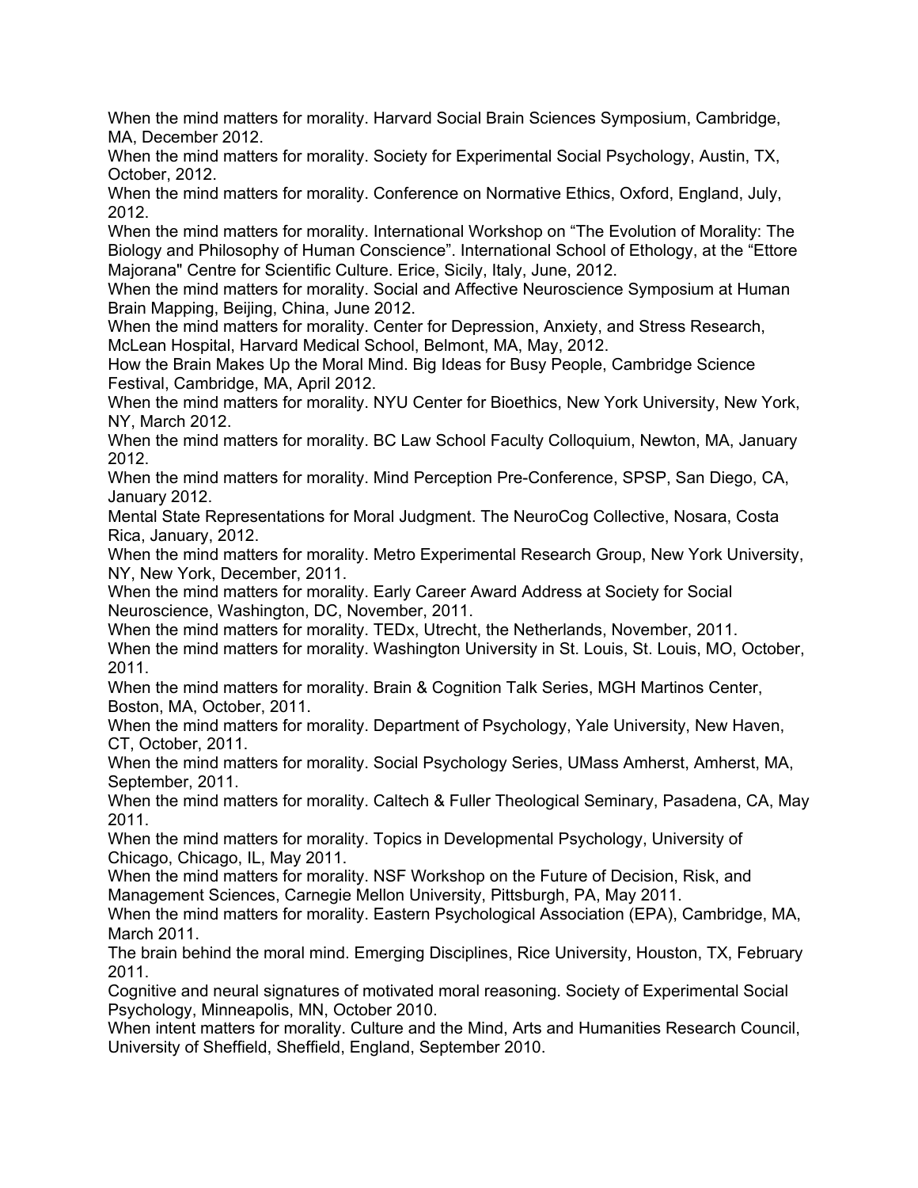When the mind matters for morality. Harvard Social Brain Sciences Symposium, Cambridge, MA, December 2012.

When the mind matters for morality. Society for Experimental Social Psychology, Austin, TX, October, 2012.

When the mind matters for morality. Conference on Normative Ethics, Oxford, England, July, 2012.

When the mind matters for morality. International Workshop on "The Evolution of Morality: The Biology and Philosophy of Human Conscience". International School of Ethology, at the "Ettore Majorana" Centre for Scientific Culture. Erice, Sicily, Italy, June, 2012.

When the mind matters for morality. Social and Affective Neuroscience Symposium at Human Brain Mapping, Beijing, China, June 2012.

When the mind matters for morality. Center for Depression, Anxiety, and Stress Research, McLean Hospital, Harvard Medical School, Belmont, MA, May, 2012.

How the Brain Makes Up the Moral Mind. Big Ideas for Busy People, Cambridge Science Festival, Cambridge, MA, April 2012.

When the mind matters for morality. NYU Center for Bioethics, New York University, New York, NY, March 2012.

When the mind matters for morality. BC Law School Faculty Colloquium, Newton, MA, January 2012.

When the mind matters for morality. Mind Perception Pre-Conference, SPSP, San Diego, CA, January 2012.

Mental State Representations for Moral Judgment. The NeuroCog Collective, Nosara, Costa Rica, January, 2012.

When the mind matters for morality. Metro Experimental Research Group, New York University, NY, New York, December, 2011.

When the mind matters for morality. Early Career Award Address at Society for Social Neuroscience, Washington, DC, November, 2011.

When the mind matters for morality. TEDx, Utrecht, the Netherlands, November, 2011.

When the mind matters for morality. Washington University in St. Louis, St. Louis, MO, October, 2011.

When the mind matters for morality. Brain & Cognition Talk Series, MGH Martinos Center, Boston, MA, October, 2011.

When the mind matters for morality. Department of Psychology, Yale University, New Haven, CT, October, 2011.

When the mind matters for morality. Social Psychology Series, UMass Amherst, Amherst, MA, September, 2011.

When the mind matters for morality. Caltech & Fuller Theological Seminary, Pasadena, CA, May 2011.

When the mind matters for morality. Topics in Developmental Psychology, University of Chicago, Chicago, IL, May 2011.

When the mind matters for morality. NSF Workshop on the Future of Decision, Risk, and Management Sciences, Carnegie Mellon University, Pittsburgh, PA, May 2011.

When the mind matters for morality. Eastern Psychological Association (EPA), Cambridge, MA, March 2011.

The brain behind the moral mind. Emerging Disciplines, Rice University, Houston, TX, February 2011.

Cognitive and neural signatures of motivated moral reasoning. Society of Experimental Social Psychology, Minneapolis, MN, October 2010.

When intent matters for morality. Culture and the Mind, Arts and Humanities Research Council, University of Sheffield, Sheffield, England, September 2010.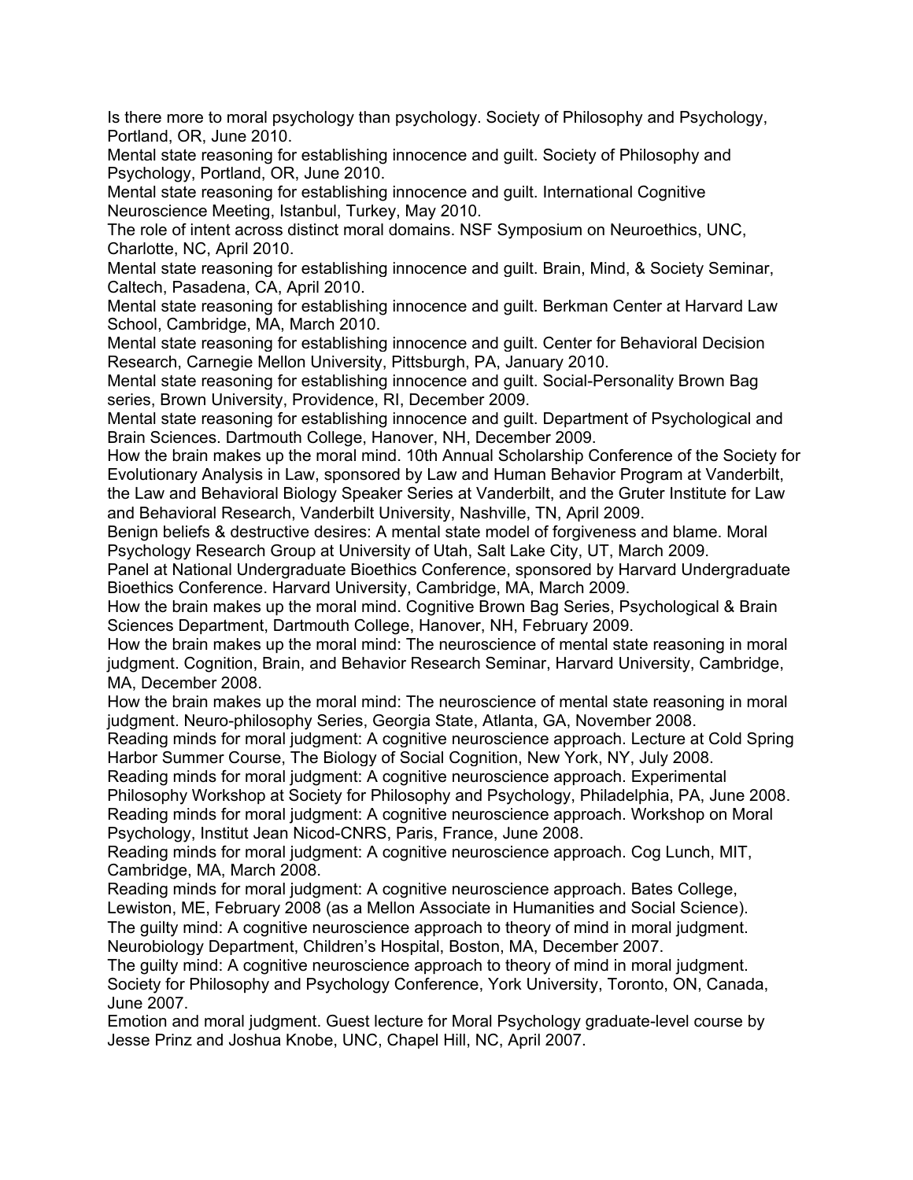Is there more to moral psychology than psychology. Society of Philosophy and Psychology, Portland, OR, June 2010.

Mental state reasoning for establishing innocence and guilt. Society of Philosophy and Psychology, Portland, OR, June 2010.

Mental state reasoning for establishing innocence and guilt. International Cognitive Neuroscience Meeting, Istanbul, Turkey, May 2010.

The role of intent across distinct moral domains. NSF Symposium on Neuroethics, UNC, Charlotte, NC, April 2010.

Mental state reasoning for establishing innocence and guilt. Brain, Mind, & Society Seminar, Caltech, Pasadena, CA, April 2010.

Mental state reasoning for establishing innocence and guilt. Berkman Center at Harvard Law School, Cambridge, MA, March 2010.

Mental state reasoning for establishing innocence and guilt. Center for Behavioral Decision Research, Carnegie Mellon University, Pittsburgh, PA, January 2010.

Mental state reasoning for establishing innocence and guilt. Social-Personality Brown Bag series, Brown University, Providence, RI, December 2009.

Mental state reasoning for establishing innocence and guilt. Department of Psychological and Brain Sciences. Dartmouth College, Hanover, NH, December 2009.

How the brain makes up the moral mind. 10th Annual Scholarship Conference of the Society for Evolutionary Analysis in Law, sponsored by Law and Human Behavior Program at Vanderbilt, the Law and Behavioral Biology Speaker Series at Vanderbilt, and the Gruter Institute for Law and Behavioral Research, Vanderbilt University, Nashville, TN, April 2009.

Benign beliefs & destructive desires: A mental state model of forgiveness and blame. Moral Psychology Research Group at University of Utah, Salt Lake City, UT, March 2009.

Panel at National Undergraduate Bioethics Conference, sponsored by Harvard Undergraduate Bioethics Conference. Harvard University, Cambridge, MA, March 2009.

How the brain makes up the moral mind. Cognitive Brown Bag Series, Psychological & Brain Sciences Department, Dartmouth College, Hanover, NH, February 2009.

How the brain makes up the moral mind: The neuroscience of mental state reasoning in moral judgment. Cognition, Brain, and Behavior Research Seminar, Harvard University, Cambridge, MA, December 2008.

How the brain makes up the moral mind: The neuroscience of mental state reasoning in moral judgment. Neuro-philosophy Series, Georgia State, Atlanta, GA, November 2008.

Reading minds for moral judgment: A cognitive neuroscience approach. Lecture at Cold Spring Harbor Summer Course, The Biology of Social Cognition, New York, NY, July 2008.

Reading minds for moral judgment: A cognitive neuroscience approach. Experimental Philosophy Workshop at Society for Philosophy and Psychology, Philadelphia, PA, June 2008.

Reading minds for moral judgment: A cognitive neuroscience approach. Workshop on Moral Psychology, Institut Jean Nicod-CNRS, Paris, France, June 2008.

Reading minds for moral judgment: A cognitive neuroscience approach. Cog Lunch, MIT, Cambridge, MA, March 2008.

Reading minds for moral judgment: A cognitive neuroscience approach. Bates College, Lewiston, ME, February 2008 (as a Mellon Associate in Humanities and Social Science).

The guilty mind: A cognitive neuroscience approach to theory of mind in moral judgment. Neurobiology Department, Children's Hospital, Boston, MA, December 2007.

The guilty mind: A cognitive neuroscience approach to theory of mind in moral judgment. Society for Philosophy and Psychology Conference, York University, Toronto, ON, Canada, June 2007.

Emotion and moral judgment. Guest lecture for Moral Psychology graduate-level course by Jesse Prinz and Joshua Knobe, UNC, Chapel Hill, NC, April 2007.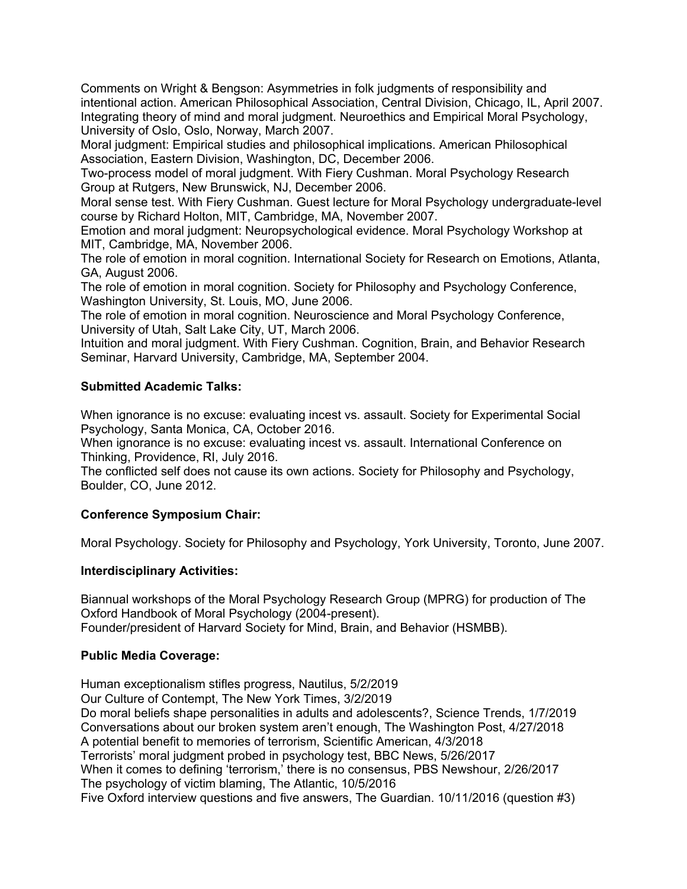Comments on Wright & Bengson: Asymmetries in folk judgments of responsibility and intentional action. American Philosophical Association, Central Division, Chicago, IL, April 2007.
Integrating theory of mind and moral judgment. Neuroethics and Empirical Moral Psychology, University of Oslo, Oslo, Norway, March 2007.
Moral judgment: Empirical studies and philosophical implications. American Philosophical Association, Eastern Division, Washington, DC, December 2006.
Two-process model of moral judgment. With Fiery Cushman. Moral Psychology Research Group at Rutgers, New Brunswick, NJ, December 2006.
Moral sense test. With Fiery Cushman. Guest lecture for Moral Psychology undergraduate-level course by Richard Holton, MIT, Cambridge, MA, November 2007.
Emotion and moral judgment: Neuropsychological evidence. Moral Psychology Workshop at MIT, Cambridge, MA, November 2006.
The role of emotion in moral cognition. International Society for Research on Emotions, Atlanta, GA, August 2006.
The role of emotion in moral cognition. Society for Philosophy and Psychology Conference, Washington University, St. Louis, MO, June 2006.
The role of emotion in moral cognition. Neuroscience and Moral Psychology Conference, University of Utah, Salt Lake City, UT, March 2006.
Intuition and moral judgment. With Fiery Cushman. Cognition, Brain, and Behavior Research Seminar, Harvard University, Cambridge, MA, September 2004.

**Submitted Academic Talks:**

When ignorance is no excuse: evaluating incest vs. assault. Society for Experimental Social Psychology, Santa Monica, CA, October 2016.
When ignorance is no excuse: evaluating incest vs. assault. International Conference on Thinking, Providence, RI, July 2016.
The conflicted self does not cause its own actions. Society for Philosophy and Psychology, Boulder, CO, June 2012.

**Conference Symposium Chair:**

Moral Psychology. Society for Philosophy and Psychology, York University, Toronto, June 2007.

**Interdisciplinary Activities:**

Biannual workshops of the Moral Psychology Research Group (MPRG) for production of The Oxford Handbook of Moral Psychology (2004-present).
Founder/president of Harvard Society for Mind, Brain, and Behavior (HSMBB).

**Public Media Coverage:**

Human exceptionalism stifles progress, Nautilus, 5/2/2019
Our Culture of Contempt, The New York Times, 3/2/2019
Do moral beliefs shape personalities in adults and adolescents?, Science Trends, 1/7/2019
Conversations about our broken system aren't enough, The Washington Post, 4/27/2018
A potential benefit to memories of terrorism, Scientific American, 4/3/2018
Terrorists' moral judgment probed in psychology test, BBC News, 5/26/2017
When it comes to defining 'terrorism,' there is no consensus, PBS Newshour, 2/26/2017
The psychology of victim blaming, The Atlantic, 10/5/2016
Five Oxford interview questions and five answers, The Guardian. 10/11/2016 (question #3)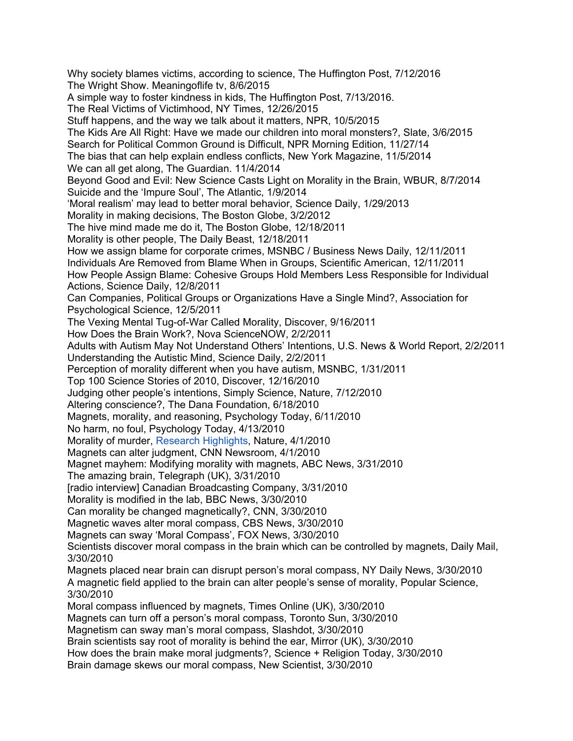Why society blames victims, according to science, The Huffington Post, 7/12/2016
The Wright Show. Meaningoflife tv, 8/6/2015
A simple way to foster kindness in kids, The Huffington Post, 7/13/2016.
The Real Victims of Victimhood, NY Times, 12/26/2015
Stuff happens, and the way we talk about it matters, NPR, 10/5/2015
The Kids Are All Right: Have we made our children into moral monsters?, Slate, 3/6/2015
Search for Political Common Ground is Difficult, NPR Morning Edition, 11/27/14
The bias that can help explain endless conflicts, New York Magazine, 11/5/2014
We can all get along, The Guardian. 11/4/2014
Beyond Good and Evil: New Science Casts Light on Morality in the Brain, WBUR, 8/7/2014
Suicide and the 'Impure Soul', The Atlantic, 1/9/2014
'Moral realism' may lead to better moral behavior, Science Daily, 1/29/2013
Morality in making decisions, The Boston Globe, 3/2/2012
The hive mind made me do it, The Boston Globe, 12/18/2011
Morality is other people, The Daily Beast, 12/18/2011
How we assign blame for corporate crimes, MSNBC / Business News Daily, 12/11/2011
Individuals Are Removed from Blame When in Groups, Scientific American, 12/11/2011
How People Assign Blame: Cohesive Groups Hold Members Less Responsible for Individual Actions, Science Daily, 12/8/2011
Can Companies, Political Groups or Organizations Have a Single Mind?, Association for Psychological Science, 12/5/2011
The Vexing Mental Tug-of-War Called Morality, Discover, 9/16/2011
How Does the Brain Work?, Nova ScienceNOW, 2/2/2011
Adults with Autism May Not Understand Others' Intentions, U.S. News & World Report, 2/2/2011
Understanding the Autistic Mind, Science Daily, 2/2/2011
Perception of morality different when you have autism, MSNBC, 1/31/2011
Top 100 Science Stories of 2010, Discover, 12/16/2010
Judging other people's intentions, Simply Science, Nature, 7/12/2010
Altering conscience?, The Dana Foundation, 6/18/2010
Magnets, morality, and reasoning, Psychology Today, 6/11/2010
No harm, no foul, Psychology Today, 4/13/2010
Morality of murder, Research Highlights, Nature, 4/1/2010
Magnets can alter judgment, CNN Newsroom, 4/1/2010
Magnet mayhem: Modifying morality with magnets, ABC News, 3/31/2010
The amazing brain, Telegraph (UK), 3/31/2010
[radio interview] Canadian Broadcasting Company, 3/31/2010
Morality is modified in the lab, BBC News, 3/30/2010
Can morality be changed magnetically?, CNN, 3/30/2010
Magnetic waves alter moral compass, CBS News, 3/30/2010
Magnets can sway 'Moral Compass', FOX News, 3/30/2010
Scientists discover moral compass in the brain which can be controlled by magnets, Daily Mail, 3/30/2010
Magnets placed near brain can disrupt person's moral compass, NY Daily News, 3/30/2010
A magnetic field applied to the brain can alter people's sense of morality, Popular Science, 3/30/2010
Moral compass influenced by magnets, Times Online (UK), 3/30/2010
Magnets can turn off a person's moral compass, Toronto Sun, 3/30/2010
Magnetism can sway man's moral compass, Slashdot, 3/30/2010
Brain scientists say root of morality is behind the ear, Mirror (UK), 3/30/2010
How does the brain make moral judgments?, Science + Religion Today, 3/30/2010
Brain damage skews our moral compass, New Scientist, 3/30/2010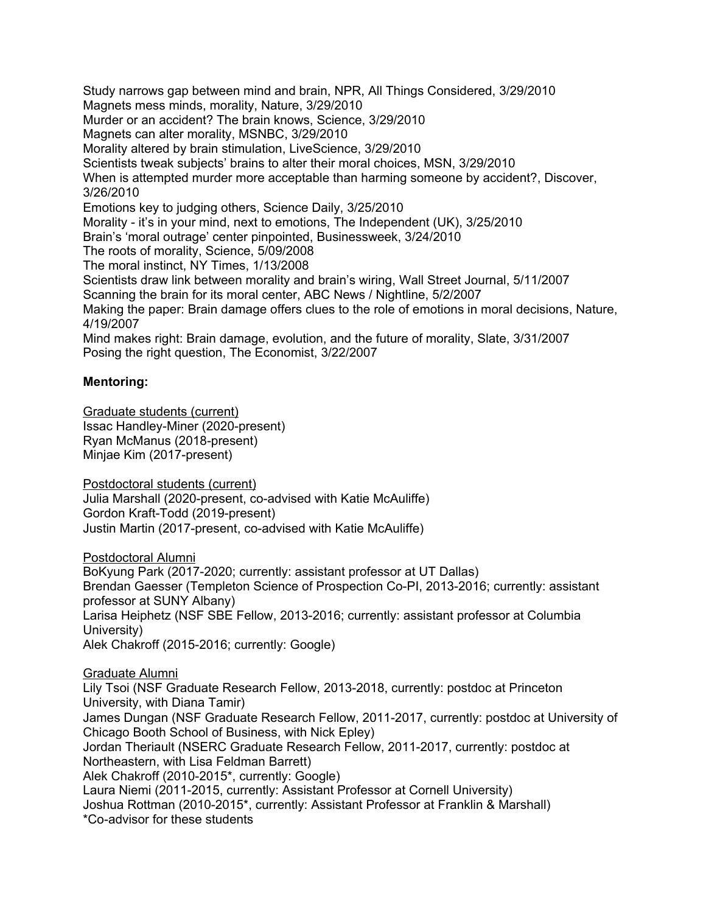Study narrows gap between mind and brain, NPR, All Things Considered, 3/29/2010
Magnets mess minds, morality, Nature, 3/29/2010
Murder or an accident? The brain knows, Science, 3/29/2010
Magnets can alter morality, MSNBC, 3/29/2010
Morality altered by brain stimulation, LiveScience, 3/29/2010
Scientists tweak subjects' brains to alter their moral choices, MSN, 3/29/2010
When is attempted murder more acceptable than harming someone by accident?, Discover, 3/26/2010
Emotions key to judging others, Science Daily, 3/25/2010
Morality - it's in your mind, next to emotions, The Independent (UK), 3/25/2010
Brain's 'moral outrage' center pinpointed, Businessweek, 3/24/2010
The roots of morality, Science, 5/09/2008
The moral instinct, NY Times, 1/13/2008
Scientists draw link between morality and brain's wiring, Wall Street Journal, 5/11/2007
Scanning the brain for its moral center, ABC News / Nightline, 5/2/2007
Making the paper: Brain damage offers clues to the role of emotions in moral decisions, Nature, 4/19/2007
Mind makes right: Brain damage, evolution, and the future of morality, Slate, 3/31/2007
Posing the right question, The Economist, 3/22/2007

**Mentoring:**

Graduate students (current)
Issac Handley-Miner (2020-present)
Ryan McManus (2018-present)
Minjae Kim (2017-present)

Postdoctoral students (current)
Julia Marshall (2020-present, co-advised with Katie McAuliffe)
Gordon Kraft-Todd (2019-present)
Justin Martin (2017-present, co-advised with Katie McAuliffe)

Postdoctoral Alumni
BoKyung Park (2017-2020; currently: assistant professor at UT Dallas)
Brendan Gaesser (Templeton Science of Prospection Co-PI, 2013-2016; currently: assistant professor at SUNY Albany)
Larisa Heiphetz (NSF SBE Fellow, 2013-2016; currently: assistant professor at Columbia University)
Alek Chakroff (2015-2016; currently: Google)

Graduate Alumni
Lily Tsoi (NSF Graduate Research Fellow, 2013-2018, currently: postdoc at Princeton University, with Diana Tamir)
James Dungan (NSF Graduate Research Fellow, 2011-2017, currently: postdoc at University of Chicago Booth School of Business, with Nick Epley)
Jordan Theriault (NSERC Graduate Research Fellow, 2011-2017, currently: postdoc at Northeastern, with Lisa Feldman Barrett)
Alek Chakroff (2010-2015*, currently: Google)
Laura Niemi (2011-2015, currently: Assistant Professor at Cornell University)
Joshua Rottman (2010-2015*, currently: Assistant Professor at Franklin & Marshall)
*Co-advisor for these students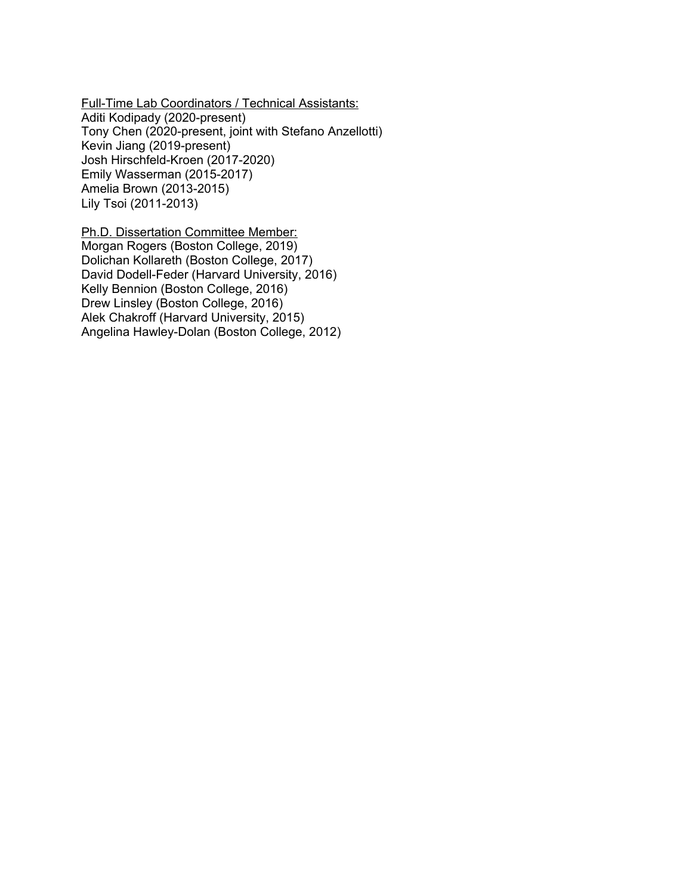Full-Time Lab Coordinators / Technical Assistants:
Aditi Kodipady (2020-present)
Tony Chen (2020-present, joint with Stefano Anzellotti)
Kevin Jiang (2019-present)
Josh Hirschfeld-Kroen (2017-2020)
Emily Wasserman (2015-2017)
Amelia Brown (2013-2015)
Lily Tsoi (2011-2013)

Ph.D. Dissertation Committee Member:
Morgan Rogers (Boston College, 2019)
Dolichan Kollareth (Boston College, 2017)
David Dodell-Feder (Harvard University, 2016)
Kelly Bennion (Boston College, 2016)
Drew Linsley (Boston College, 2016)
Alek Chakroff (Harvard University, 2015)
Angelina Hawley-Dolan (Boston College, 2012)